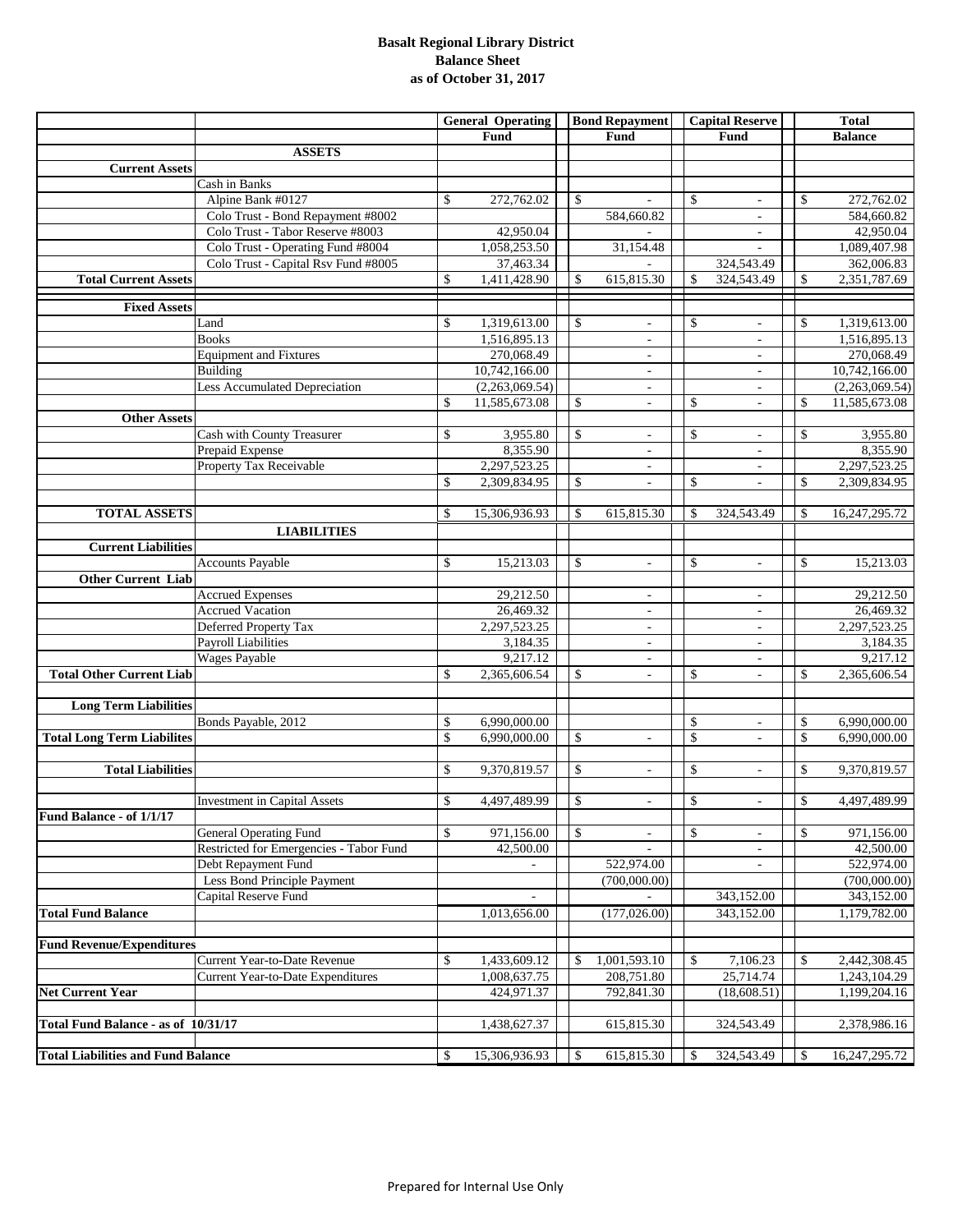# Basalt Regional Library District
## Balance Sheet
### as of October 31, 2017

| | | General Operating Fund | Bond Repayment Fund | Capital Reserve Fund | Total Balance |
|---|---|---|---|---|---|
| | **ASSETS** | | | | |
| **Current Assets** | | | | | |
| | Cash in Banks | | | | |
| | Alpine Bank #0127 | $ 272,762.02 | $ - | $ - | $ 272,762.02 |
| | Colo Trust - Bond Repayment #8002 | | 584,660.82 | - | 584,660.82 |
| | Colo Trust - Tabor Reserve #8003 | 42,950.04 | | - | 42,950.04 |
| | Colo Trust - Operating Fund #8004 | 1,058,253.50 | 31,154.48 | - | 1,089,407.98 |
| | Colo Trust - Capital Rsv Fund #8005 | 37,463.34 | - | 324,543.49 | 362,006.83 |
| **Total Current Assets** | | $ 1,411,428.90 | $ 615,815.30 | $ 324,543.49 | $ 2,351,787.69 |
| **Fixed Assets** | | | | | |
| | Land | $ 1,319,613.00 | $ - | $ - | $ 1,319,613.00 |
| | Books | 1,516,895.13 | - | - | 1,516,895.13 |
| | Equipment and Fixtures | 270,068.49 | - | - | 270,068.49 |
| | Building | 10,742,166.00 | - | - | 10,742,166.00 |
| | Less Accumulated Depreciation | (2,263,069.54) | - | - | (2,263,069.54) |
| | | $ 11,585,673.08 | $ - | $ - | $ 11,585,673.08 |
| **Other Assets** | | | | | |
| | Cash with County Treasurer | $ 3,955.80 | $ - | $ - | $ 3,955.80 |
| | Prepaid Expense | 8,355.90 | - | - | 8,355.90 |
| | Property Tax Receivable | 2,297,523.25 | - | - | 2,297,523.25 |
| | | $ 2,309,834.95 | $ - | $ - | $ 2,309,834.95 |
| **TOTAL ASSETS** | | $ 15,306,936.93 | $ 615,815.30 | $ 324,543.49 | $ 16,247,295.72 |
| | **LIABILITIES** | | | | |
| **Current Liabilities** | | | | | |
| | Accounts Payable | $ 15,213.03 | $ - | $ - | $ 15,213.03 |
| **Other Current Liab** | | | | | |
| | Accrued Expenses | 29,212.50 | - | - | 29,212.50 |
| | Accrued Vacation | 26,469.32 | - | - | 26,469.32 |
| | Deferred Property Tax | 2,297,523.25 | - | - | 2,297,523.25 |
| | Payroll Liabilities | 3,184.35 | - | - | 3,184.35 |
| | Wages Payable | 9,217.12 | - | - | 9,217.12 |
| **Total Other Current Liab** | | $ 2,365,606.54 | $ - | $ - | $ 2,365,606.54 |
| **Long Term Liabilities** | | | | | |
| | Bonds Payable, 2012 | $ 6,990,000.00 | | $ - | $ 6,990,000.00 |
| **Total Long Term Liabilites** | | $ 6,990,000.00 | $ - | $ - | $ 6,990,000.00 |
| **Total Liabilities** | | $ 9,370,819.57 | $ - | $ - | $ 9,370,819.57 |
| | Investment in Capital Assets | $ 4,497,489.99 | $ - | $ - | $ 4,497,489.99 |
| **Fund Balance - of 1/1/17** | | | | | |
| | General Operating Fund | $ 971,156.00 | $ - | $ - | $ 971,156.00 |
| | Restricted for Emergencies - Tabor Fund | 42,500.00 | - | - | 42,500.00 |
| | Debt Repayment Fund | - | 522,974.00 | - | 522,974.00 |
| | Less Bond Principle Payment | | (700,000.00) | | (700,000.00) |
| | Capital Reserve Fund | - | - | 343,152.00 | 343,152.00 |
| **Total Fund Balance** | | 1,013,656.00 | (177,026.00) | 343,152.00 | 1,179,782.00 |
| **Fund Revenue/Expenditures** | | | | | |
| | Current Year-to-Date Revenue | $ 1,433,609.12 | $ 1,001,593.10 | $ 7,106.23 | $ 2,442,308.45 |
| | Current Year-to-Date Expenditures | 1,008,637.75 | 208,751.80 | 25,714.74 | 1,243,104.29 |
| **Net Current Year** | | 424,971.37 | 792,841.30 | (18,608.51) | 1,199,204.16 |
| **Total Fund Balance - as of 10/31/17** | | 1,438,627.37 | 615,815.30 | 324,543.49 | 2,378,986.16 |
| **Total Liabilities and Fund Balance** | | $ 15,306,936.93 | $ 615,815.30 | $ 324,543.49 | $ 16,247,295.72 |

Prepared for Internal Use Only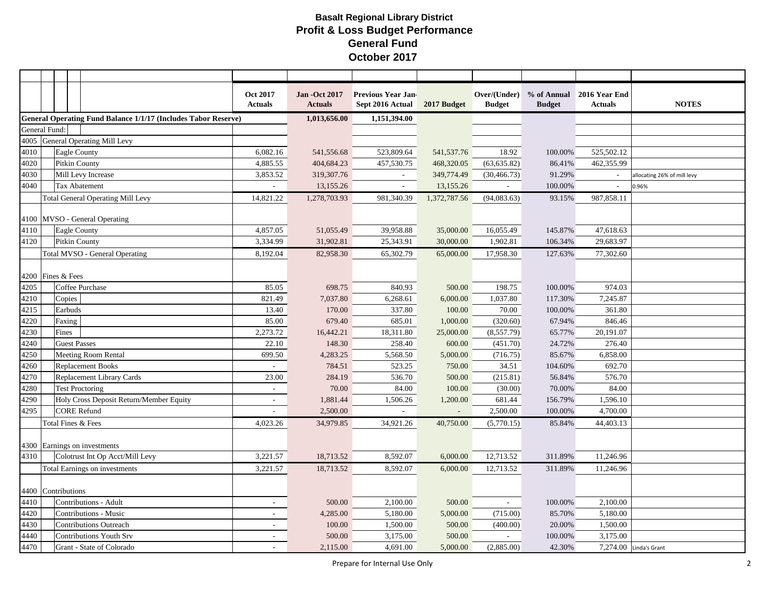# Basalt Regional Library District
## Profit & Loss Budget Performance
## General Fund
## October 2017

| Acct | Description | Oct 2017 Actuals | Jan -Oct 2017 Actuals | Previous Year Jan-Sept 2016 Actual | 2017 Budget | Over/(Under) Budget | % of Annual Budget | 2016 Year End Actuals | NOTES |
|---|---|---|---|---|---|---|---|---|---|
| | **General Operating Fund Balance 1/1/17 (Includes Tabor Reserve)** | | 1,013,656.00 | 1,151,394.00 | | | | | |
| | General Fund: | | | | | | | | |
| 4005 | General Operating Mill Levy | | | | | | | | |
| 4010 | Eagle County | 6,082.16 | 541,556.68 | 523,809.64 | 541,537.76 | 18.92 | 100.00% | 525,502.12 | |
| 4020 | Pitkin County | 4,885.55 | 404,684.23 | 457,530.75 | 468,320.05 | (63,635.82) | 86.41% | 462,355.99 | |
| 4030 | Mill Levy Increase | 3,853.52 | 319,307.76 | - | 349,774.49 | (30,466.73) | 91.29% | - | allocating 26% of mill levy |
| 4040 | Tax Abatement | - | 13,155.26 | - | 13,155.26 | - | 100.00% | - | 0.96% |
| | Total General Operating Mill Levy | 14,821.22 | 1,278,703.93 | 981,340.39 | 1,372,787.56 | (94,083.63) | 93.15% | 987,858.11 | |
| 4100 | MVSO - General Operating | | | | | | | | |
| 4110 | Eagle County | 4,857.05 | 51,055.49 | 39,958.88 | 35,000.00 | 16,055.49 | 145.87% | 47,618.63 | |
| 4120 | Pitkin County | 3,334.99 | 31,902.81 | 25,343.91 | 30,000.00 | 1,902.81 | 106.34% | 29,683.97 | |
| | Total MVSO - General Operating | 8,192.04 | 82,958.30 | 65,302.79 | 65,000.00 | 17,958.30 | 127.63% | 77,302.60 | |
| 4200 | Fines & Fees | | | | | | | | |
| 4205 | Coffee Purchase | 85.05 | 698.75 | 840.93 | 500.00 | 198.75 | 100.00% | 974.03 | |
| 4210 | Copies | 821.49 | 7,037.80 | 6,268.61 | 6,000.00 | 1,037.80 | 117.30% | 7,245.87 | |
| 4215 | Earbuds | 13.40 | 170.00 | 337.80 | 100.00 | 70.00 | 100.00% | 361.80 | |
| 4220 | Faxing | 85.00 | 679.40 | 685.01 | 1,000.00 | (320.60) | 67.94% | 846.46 | |
| 4230 | Fines | 2,273.72 | 16,442.21 | 18,311.80 | 25,000.00 | (8,557.79) | 65.77% | 20,191.07 | |
| 4240 | Guest Passes | 22.10 | 148.30 | 258.40 | 600.00 | (451.70) | 24.72% | 276.40 | |
| 4250 | Meeting Room Rental | 699.50 | 4,283.25 | 5,568.50 | 5,000.00 | (716.75) | 85.67% | 6,858.00 | |
| 4260 | Replacement Books | - | 784.51 | 523.25 | 750.00 | 34.51 | 104.60% | 692.70 | |
| 4270 | Replacement Library Cards | 23.00 | 284.19 | 536.70 | 500.00 | (215.81) | 56.84% | 576.70 | |
| 4280 | Test Proctoring | - | 70.00 | 84.00 | 100.00 | (30.00) | 70.00% | 84.00 | |
| 4290 | Holy Cross Deposit Return/Member Equity | - | 1,881.44 | 1,506.26 | 1,200.00 | 681.44 | 156.79% | 1,596.10 | |
| 4295 | CORE Refund | - | 2,500.00 | - | - | 2,500.00 | 100.00% | 4,700.00 | |
| | Total Fines & Fees | 4,023.26 | 34,979.85 | 34,921.26 | 40,750.00 | (5,770.15) | 85.84% | 44,403.13 | |
| 4300 | Earnings on investments | | | | | | | | |
| 4310 | Colotrust Int Op Acct/Mill Levy | 3,221.57 | 18,713.52 | 8,592.07 | 6,000.00 | 12,713.52 | 311.89% | 11,246.96 | |
| | Total Earnings on investments | 3,221.57 | 18,713.52 | 8,592.07 | 6,000.00 | 12,713.52 | 311.89% | 11,246.96 | |
| 4400 | Contributions | | | | | | | | |
| 4410 | Contributions - Adult | - | 500.00 | 2,100.00 | 500.00 | - | 100.00% | 2,100.00 | |
| 4420 | Contributions - Music | - | 4,285.00 | 5,180.00 | 5,000.00 | (715.00) | 85.70% | 5,180.00 | |
| 4430 | Contributions Outreach | - | 100.00 | 1,500.00 | 500.00 | (400.00) | 20.00% | 1,500.00 | |
| 4440 | Contributions Youth Srv | - | 500.00 | 3,175.00 | 500.00 | - | 100.00% | 3,175.00 | |
| 4470 | Grant - State of Colorado | - | 2,115.00 | 4,691.00 | 5,000.00 | (2,885.00) | 42.30% | 7,274.00 | Linda's Grant |

Prepare for Internal Use Only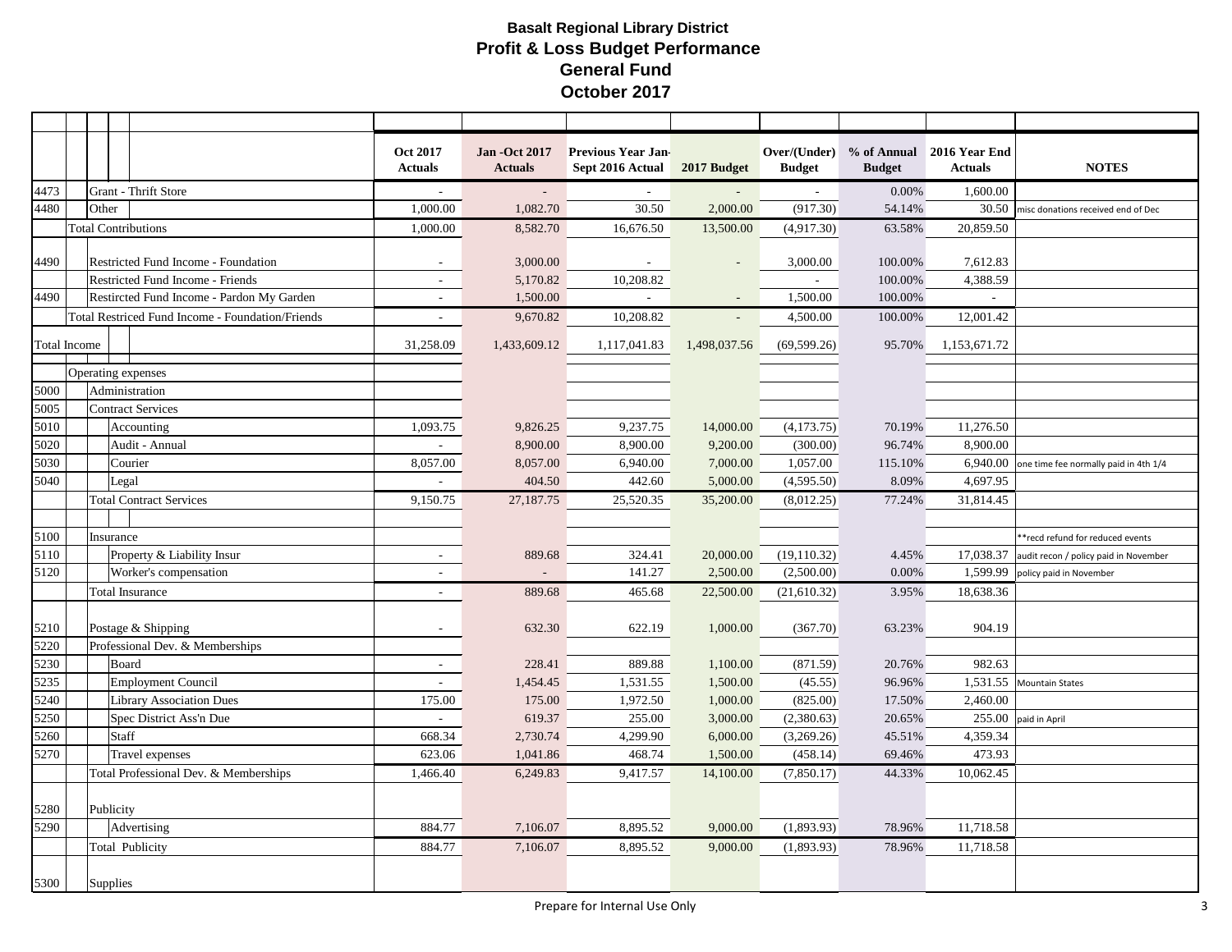# Basalt Regional Library District
## Profit & Loss Budget Performance
## General Fund
## October 2017

| Acct | Description | Oct 2017 Actuals | Jan -Oct 2017 Actuals | Previous Year Jan-Sept 2016 Actual | 2017 Budget | Over/(Under) Budget | % of Annual Budget | 2016 Year End Actuals | NOTES |
|---|---|---|---|---|---|---|---|---|---|
| 4473 | Grant - Thrift Store | - | - | - | - | - | 0.00% | 1,600.00 | |
| 4480 | Other | 1,000.00 | 1,082.70 | 30.50 | 2,000.00 | (917.30) | 54.14% | 30.50 | misc donations received end of Dec |
| | Total Contributions | 1,000.00 | 8,582.70 | 16,676.50 | 13,500.00 | (4,917.30) | 63.58% | 20,859.50 | |
| 4490 | Restricted Fund Income - Foundation | - | 3,000.00 | - | - | 3,000.00 | 100.00% | 7,612.83 | |
| | Restricted Fund Income - Friends | - | 5,170.82 | 10,208.82 | | - | 100.00% | 4,388.59 | |
| 4490 | Restircted Fund Income - Pardon My Garden | - | 1,500.00 | - | - | 1,500.00 | 100.00% | - | |
| | Total Restriced Fund Income - Foundation/Friends | - | 9,670.82 | 10,208.82 | - | 4,500.00 | 100.00% | 12,001.42 | |
| Total Income | | 31,258.09 | 1,433,609.12 | 1,117,041.83 | 1,498,037.56 | (69,599.26) | 95.70% | 1,153,671.72 | |
| | Operating expenses | | | | | | | | |
| 5000 | Administration | | | | | | | | |
| 5005 | Contract Services | | | | | | | | |
| 5010 | Accounting | 1,093.75 | 9,826.25 | 9,237.75 | 14,000.00 | (4,173.75) | 70.19% | 11,276.50 | |
| 5020 | Audit - Annual | - | 8,900.00 | 8,900.00 | 9,200.00 | (300.00) | 96.74% | 8,900.00 | |
| 5030 | Courier | 8,057.00 | 8,057.00 | 6,940.00 | 7,000.00 | 1,057.00 | 115.10% | 6,940.00 | one time fee normally paid in 4th 1/4 |
| 5040 | Legal | - | 404.50 | 442.60 | 5,000.00 | (4,595.50) | 8.09% | 4,697.95 | |
| | Total Contract Services | 9,150.75 | 27,187.75 | 25,520.35 | 35,200.00 | (8,012.25) | 77.24% | 31,814.45 | |
| 5100 | Insurance | | | | | | | | **recd refund for reduced events |
| 5110 | Property & Liability Insur | - | 889.68 | 324.41 | 20,000.00 | (19,110.32) | 4.45% | 17,038.37 | audit recon / policy paid in November |
| 5120 | Worker's compensation | - | - | 141.27 | 2,500.00 | (2,500.00) | 0.00% | 1,599.99 | policy paid in November |
| | Total Insurance | - | 889.68 | 465.68 | 22,500.00 | (21,610.32) | 3.95% | 18,638.36 | |
| 5210 | Postage & Shipping | - | 632.30 | 622.19 | 1,000.00 | (367.70) | 63.23% | 904.19 | |
| 5220 | Professional Dev. & Memberships | | | | | | | | |
| 5230 | Board | - | 228.41 | 889.88 | 1,100.00 | (871.59) | 20.76% | 982.63 | |
| 5235 | Employment Council | - | 1,454.45 | 1,531.55 | 1,500.00 | (45.55) | 96.96% | 1,531.55 | Mountain States |
| 5240 | Library Association Dues | 175.00 | 175.00 | 1,972.50 | 1,000.00 | (825.00) | 17.50% | 2,460.00 | |
| 5250 | Spec District Ass'n Due | - | 619.37 | 255.00 | 3,000.00 | (2,380.63) | 20.65% | 255.00 | paid in April |
| 5260 | Staff | 668.34 | 2,730.74 | 4,299.90 | 6,000.00 | (3,269.26) | 45.51% | 4,359.34 | |
| 5270 | Travel expenses | 623.06 | 1,041.86 | 468.74 | 1,500.00 | (458.14) | 69.46% | 473.93 | |
| | Total Professional Dev. & Memberships | 1,466.40 | 6,249.83 | 9,417.57 | 14,100.00 | (7,850.17) | 44.33% | 10,062.45 | |
| 5280 | Publicity | | | | | | | | |
| 5290 | Advertising | 884.77 | 7,106.07 | 8,895.52 | 9,000.00 | (1,893.93) | 78.96% | 11,718.58 | |
| | Total Publicity | 884.77 | 7,106.07 | 8,895.52 | 9,000.00 | (1,893.93) | 78.96% | 11,718.58 | |
| 5300 | Supplies | | | | | | | | |

Prepare for Internal Use Only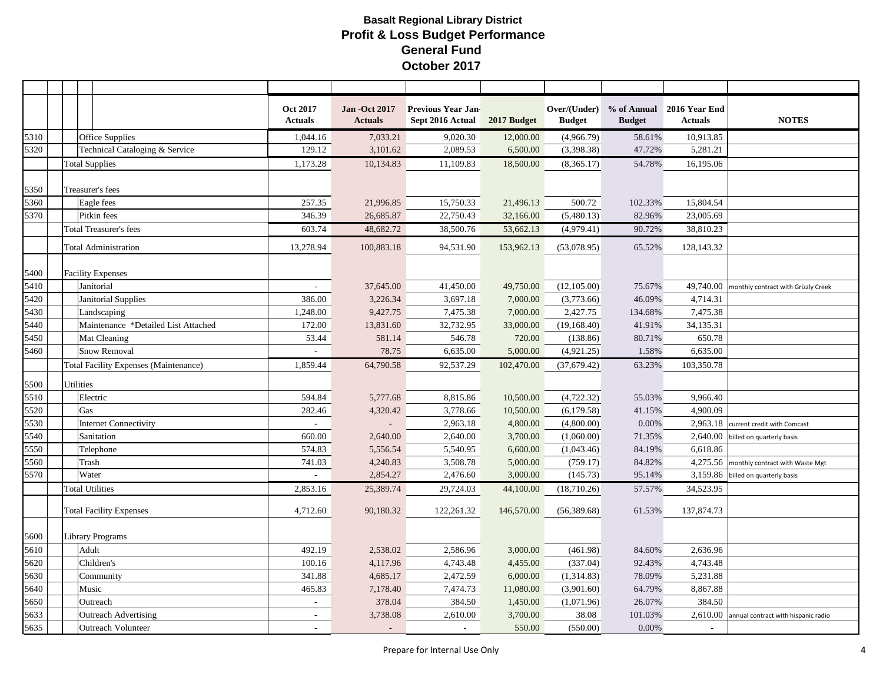# Basalt Regional Library District
## Profit & Loss Budget Performance
## General Fund
## October 2017

| | | Oct 2017 Actuals | Jan -Oct 2017 Actuals | Previous Year Jan-Sept 2016 Actual | 2017 Budget | Over/(Under) Budget | % of Annual Budget | 2016 Year End Actuals | NOTES |
|---|---|---|---|---|---|---|---|---|---|
| 5310 | Office Supplies | 1,044.16 | 7,033.21 | 9,020.30 | 12,000.00 | (4,966.79) | 58.61% | 10,913.85 | |
| 5320 | Technical Cataloging & Service | 129.12 | 3,101.62 | 2,089.53 | 6,500.00 | (3,398.38) | 47.72% | 5,281.21 | |
| | Total Supplies | 1,173.28 | 10,134.83 | 11,109.83 | 18,500.00 | (8,365.17) | 54.78% | 16,195.06 | |
| 5350 | Treasurer's fees | | | | | | | | |
| 5360 | Eagle fees | 257.35 | 21,996.85 | 15,750.33 | 21,496.13 | 500.72 | 102.33% | 15,804.54 | |
| 5370 | Pitkin fees | 346.39 | 26,685.87 | 22,750.43 | 32,166.00 | (5,480.13) | 82.96% | 23,005.69 | |
| | Total Treasurer's fees | 603.74 | 48,682.72 | 38,500.76 | 53,662.13 | (4,979.41) | 90.72% | 38,810.23 | |
| | Total Administration | 13,278.94 | 100,883.18 | 94,531.90 | 153,962.13 | (53,078.95) | 65.52% | 128,143.32 | |
| 5400 | Facility Expenses | | | | | | | | |
| 5410 | Janitorial | - | 37,645.00 | 41,450.00 | 49,750.00 | (12,105.00) | 75.67% | 49,740.00 | monthly contract with Grizzly Creek |
| 5420 | Janitorial Supplies | 386.00 | 3,226.34 | 3,697.18 | 7,000.00 | (3,773.66) | 46.09% | 4,714.31 | |
| 5430 | Landscaping | 1,248.00 | 9,427.75 | 7,475.38 | 7,000.00 | 2,427.75 | 134.68% | 7,475.38 | |
| 5440 | Maintenance *Detailed List Attached | 172.00 | 13,831.60 | 32,732.95 | 33,000.00 | (19,168.40) | 41.91% | 34,135.31 | |
| 5450 | Mat Cleaning | 53.44 | 581.14 | 546.78 | 720.00 | (138.86) | 80.71% | 650.78 | |
| 5460 | Snow Removal | - | 78.75 | 6,635.00 | 5,000.00 | (4,921.25) | 1.58% | 6,635.00 | |
| | Total Facility Expenses (Maintenance) | 1,859.44 | 64,790.58 | 92,537.29 | 102,470.00 | (37,679.42) | 63.23% | 103,350.78 | |
| 5500 | Utilities | | | | | | | | |
| 5510 | Electric | 594.84 | 5,777.68 | 8,815.86 | 10,500.00 | (4,722.32) | 55.03% | 9,966.40 | |
| 5520 | Gas | 282.46 | 4,320.42 | 3,778.66 | 10,500.00 | (6,179.58) | 41.15% | 4,900.09 | |
| 5530 | Internet Connectivity | - | - | 2,963.18 | 4,800.00 | (4,800.00) | 0.00% | 2,963.18 | current credit with Comcast |
| 5540 | Sanitation | 660.00 | 2,640.00 | 2,640.00 | 3,700.00 | (1,060.00) | 71.35% | 2,640.00 | billed on quarterly basis |
| 5550 | Telephone | 574.83 | 5,556.54 | 5,540.95 | 6,600.00 | (1,043.46) | 84.19% | 6,618.86 | |
| 5560 | Trash | 741.03 | 4,240.83 | 3,508.78 | 5,000.00 | (759.17) | 84.82% | 4,275.56 | monthly contract with Waste Mgt |
| 5570 | Water | - | 2,854.27 | 2,476.60 | 3,000.00 | (145.73) | 95.14% | 3,159.86 | billed on quarterly basis |
| | Total Utilities | 2,853.16 | 25,389.74 | 29,724.03 | 44,100.00 | (18,710.26) | 57.57% | 34,523.95 | |
| | Total Facility Expenses | 4,712.60 | 90,180.32 | 122,261.32 | 146,570.00 | (56,389.68) | 61.53% | 137,874.73 | |
| 5600 | Library Programs | | | | | | | | |
| 5610 | Adult | 492.19 | 2,538.02 | 2,586.96 | 3,000.00 | (461.98) | 84.60% | 2,636.96 | |
| 5620 | Children's | 100.16 | 4,117.96 | 4,743.48 | 4,455.00 | (337.04) | 92.43% | 4,743.48 | |
| 5630 | Community | 341.88 | 4,685.17 | 2,472.59 | 6,000.00 | (1,314.83) | 78.09% | 5,231.88 | |
| 5640 | Music | 465.83 | 7,178.40 | 7,474.73 | 11,080.00 | (3,901.60) | 64.79% | 8,867.88 | |
| 5650 | Outreach | - | 378.04 | 384.50 | 1,450.00 | (1,071.96) | 26.07% | 384.50 | |
| 5633 | Outreach Advertising | - | 3,738.08 | 2,610.00 | 3,700.00 | 38.08 | 101.03% | 2,610.00 | annual contract with hispanic radio |
| 5635 | Outreach Volunteer | - | - | - | 550.00 | (550.00) | 0.00% | - | |

Prepare for Internal Use Only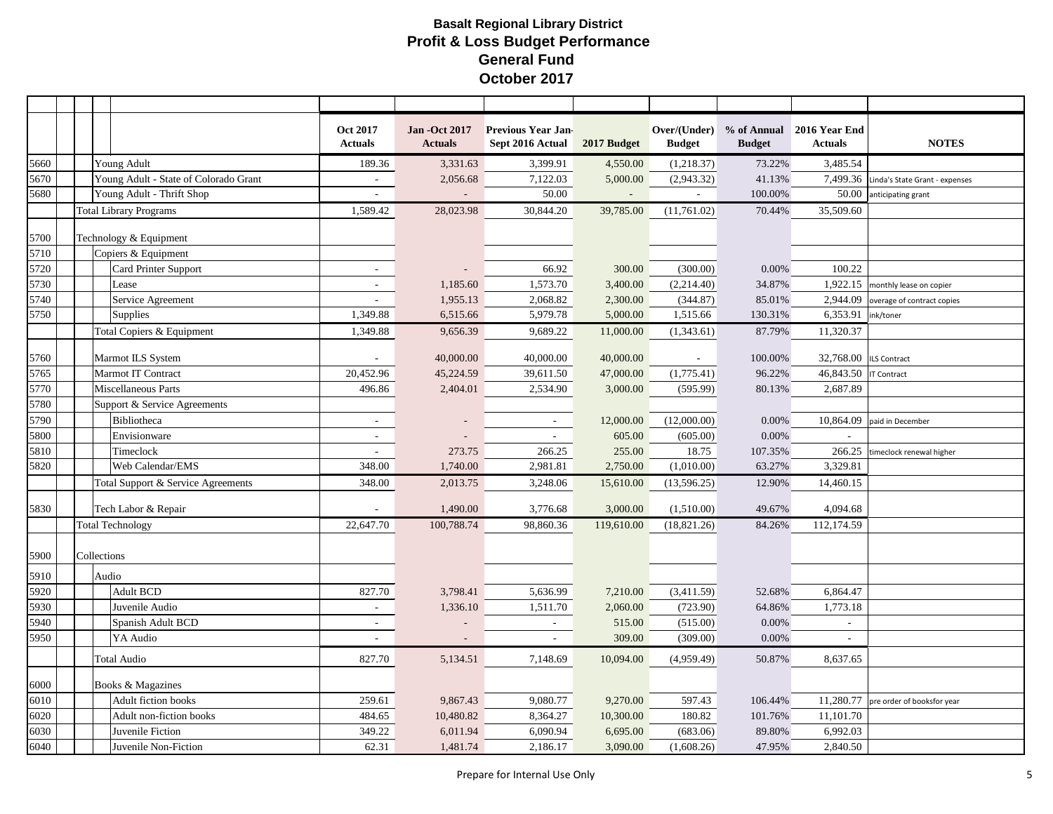# Basalt Regional Library District
## Profit & Loss Budget Performance
## General Fund
## October 2017

| | | Oct 2017 Actuals | Jan -Oct 2017 Actuals | Previous Year Jan-Sept 2016 Actual | 2017 Budget | Over/(Under) Budget | % of Annual Budget | 2016 Year End Actuals | NOTES |
|---|---|---|---|---|---|---|---|---|---|
| 5660 | Young Adult | 189.36 | 3,331.63 | 3,399.91 | 4,550.00 | (1,218.37) | 73.22% | 3,485.54 | |
| 5670 | Young Adult - State of Colorado Grant | - | 2,056.68 | 7,122.03 | 5,000.00 | (2,943.32) | 41.13% | 7,499.36 | Linda's State Grant - expenses |
| 5680 | Young Adult - Thrift Shop | - | - | 50.00 | - | - | 100.00% | 50.00 | anticipating grant |
| | Total Library Programs | 1,589.42 | 28,023.98 | 30,844.20 | 39,785.00 | (11,761.02) | 70.44% | 35,509.60 | |
| 5700 | Technology & Equipment | | | | | | | | |
| 5710 | Copiers & Equipment | | | | | | | | |
| 5720 | Card Printer Support | - | - | 66.92 | 300.00 | (300.00) | 0.00% | 100.22 | |
| 5730 | Lease | - | 1,185.60 | 1,573.70 | 3,400.00 | (2,214.40) | 34.87% | 1,922.15 | monthly lease on copier |
| 5740 | Service Agreement | - | 1,955.13 | 2,068.82 | 2,300.00 | (344.87) | 85.01% | 2,944.09 | overage of contract copies |
| 5750 | Supplies | 1,349.88 | 6,515.66 | 5,979.78 | 5,000.00 | 1,515.66 | 130.31% | 6,353.91 | ink/toner |
| | Total Copiers & Equipment | 1,349.88 | 9,656.39 | 9,689.22 | 11,000.00 | (1,343.61) | 87.79% | 11,320.37 | |
| 5760 | Marmot ILS System | - | 40,000.00 | 40,000.00 | 40,000.00 | - | 100.00% | 32,768.00 | ILS Contract |
| 5765 | Marmot IT Contract | 20,452.96 | 45,224.59 | 39,611.50 | 47,000.00 | (1,775.41) | 96.22% | 46,843.50 | IT Contract |
| 5770 | Miscellaneous Parts | 496.86 | 2,404.01 | 2,534.90 | 3,000.00 | (595.99) | 80.13% | 2,687.89 | |
| 5780 | Support & Service Agreements | | | | | | | | |
| 5790 | Bibliotheca | - | - | - | 12,000.00 | (12,000.00) | 0.00% | 10,864.09 | paid in December |
| 5800 | Envisionware | - | - | - | 605.00 | (605.00) | 0.00% | - | |
| 5810 | Timeclock | - | 273.75 | 266.25 | 255.00 | 18.75 | 107.35% | 266.25 | timeclock renewal higher |
| 5820 | Web Calendar/EMS | 348.00 | 1,740.00 | 2,981.81 | 2,750.00 | (1,010.00) | 63.27% | 3,329.81 | |
| | Total Support & Service Agreements | 348.00 | 2,013.75 | 3,248.06 | 15,610.00 | (13,596.25) | 12.90% | 14,460.15 | |
| 5830 | Tech Labor & Repair | - | 1,490.00 | 3,776.68 | 3,000.00 | (1,510.00) | 49.67% | 4,094.68 | |
| | Total Technology | 22,647.70 | 100,788.74 | 98,860.36 | 119,610.00 | (18,821.26) | 84.26% | 112,174.59 | |
| 5900 | Collections | | | | | | | | |
| 5910 | Audio | | | | | | | | |
| 5920 | Adult BCD | 827.70 | 3,798.41 | 5,636.99 | 7,210.00 | (3,411.59) | 52.68% | 6,864.47 | |
| 5930 | Juvenile Audio | - | 1,336.10 | 1,511.70 | 2,060.00 | (723.90) | 64.86% | 1,773.18 | |
| 5940 | Spanish Adult BCD | - | - | - | 515.00 | (515.00) | 0.00% | - | |
| 5950 | YA Audio | - | - | - | 309.00 | (309.00) | 0.00% | - | |
| | Total Audio | 827.70 | 5,134.51 | 7,148.69 | 10,094.00 | (4,959.49) | 50.87% | 8,637.65 | |
| 6000 | Books & Magazines | | | | | | | | |
| 6010 | Adult fiction books | 259.61 | 9,867.43 | 9,080.77 | 9,270.00 | 597.43 | 106.44% | 11,280.77 | pre order of booksfor year |
| 6020 | Adult non-fiction books | 484.65 | 10,480.82 | 8,364.27 | 10,300.00 | 180.82 | 101.76% | 11,101.70 | |
| 6030 | Juvenile Fiction | 349.22 | 6,011.94 | 6,090.94 | 6,695.00 | (683.06) | 89.80% | 6,992.03 | |
| 6040 | Juvenile Non-Fiction | 62.31 | 1,481.74 | 2,186.17 | 3,090.00 | (1,608.26) | 47.95% | 2,840.50 | |

Prepare for Internal Use Only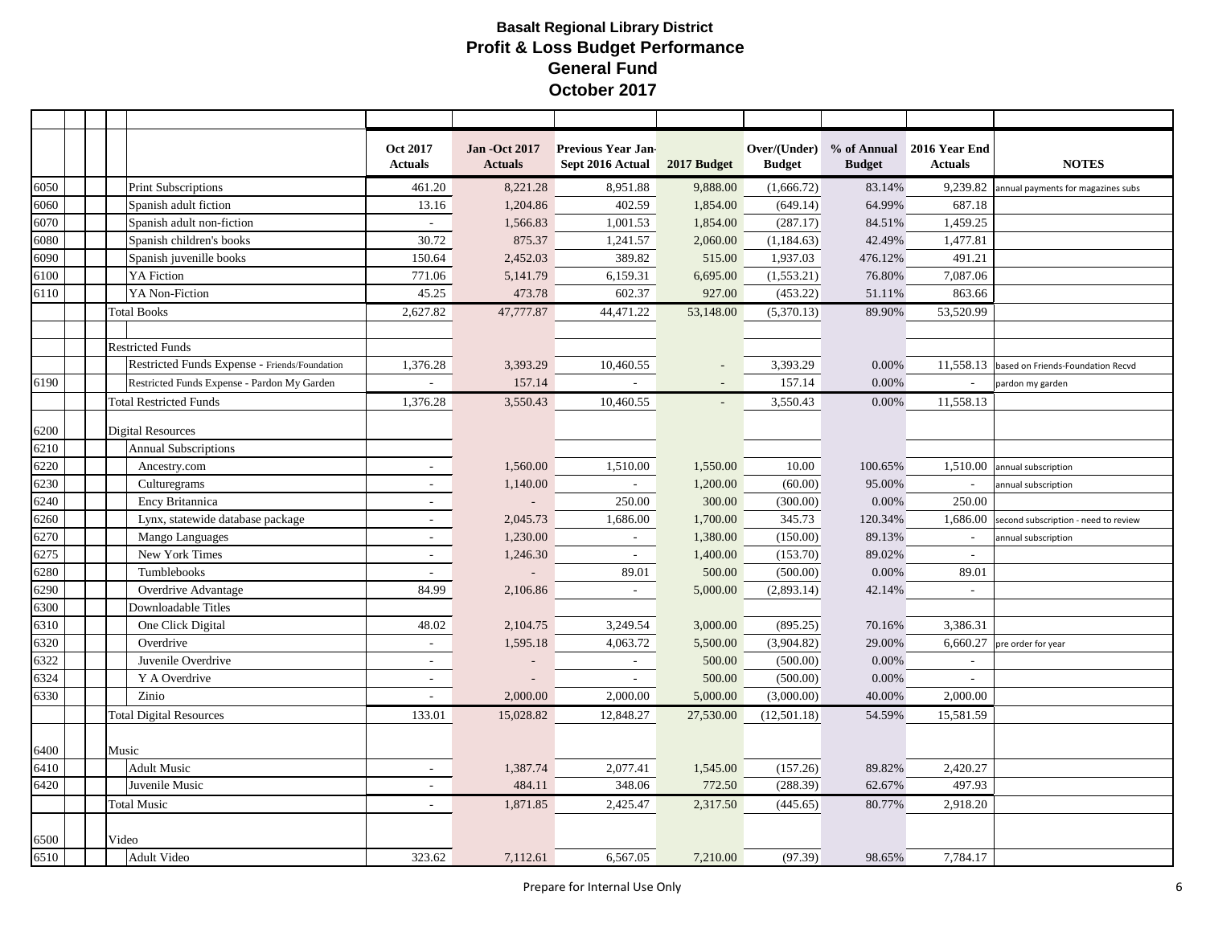# Basalt Regional Library District
## Profit & Loss Budget Performance
## General Fund
## October 2017

| | | Oct 2017 Actuals | Jan -Oct 2017 Actuals | Previous Year Jan-Sept 2016 Actual | 2017 Budget | Over/(Under) Budget | % of Annual Budget | 2016 Year End Actuals | NOTES |
|---|---|---|---|---|---|---|---|---|---|
| 6050 | Print Subscriptions | 461.20 | 8,221.28 | 8,951.88 | 9,888.00 | (1,666.72) | 83.14% | 9,239.82 | annual payments for magazines subs |
| 6060 | Spanish adult fiction | 13.16 | 1,204.86 | 402.59 | 1,854.00 | (649.14) | 64.99% | 687.18 | |
| 6070 | Spanish adult non-fiction | - | 1,566.83 | 1,001.53 | 1,854.00 | (287.17) | 84.51% | 1,459.25 | |
| 6080 | Spanish children's books | 30.72 | 875.37 | 1,241.57 | 2,060.00 | (1,184.63) | 42.49% | 1,477.81 | |
| 6090 | Spanish juvenille books | 150.64 | 2,452.03 | 389.82 | 515.00 | 1,937.03 | 476.12% | 491.21 | |
| 6100 | YA Fiction | 771.06 | 5,141.79 | 6,159.31 | 6,695.00 | (1,553.21) | 76.80% | 7,087.06 | |
| 6110 | YA Non-Fiction | 45.25 | 473.78 | 602.37 | 927.00 | (453.22) | 51.11% | 863.66 | |
| | Total Books | 2,627.82 | 47,777.87 | 44,471.22 | 53,148.00 | (5,370.13) | 89.90% | 53,520.99 | |
| | | | | | | | | | |
| | Restricted Funds | | | | | | | | |
| | Restricted Funds Expense - Friends/Foundation | 1,376.28 | 3,393.29 | 10,460.55 | - | 3,393.29 | 0.00% | 11,558.13 | based on Friends-Foundation Recvd |
| 6190 | Restricted Funds Expense - Pardon My Garden | - | 157.14 | - | - | 157.14 | 0.00% | - | pardon my garden |
| | Total Restricted Funds | 1,376.28 | 3,550.43 | 10,460.55 | - | 3,550.43 | 0.00% | 11,558.13 | |
| 6200 | Digital Resources | | | | | | | | |
| 6210 | Annual Subscriptions | | | | | | | | |
| 6220 | Ancestry.com | - | 1,560.00 | 1,510.00 | 1,550.00 | 10.00 | 100.65% | 1,510.00 | annual subscription |
| 6230 | Culturegrams | - | 1,140.00 | - | 1,200.00 | (60.00) | 95.00% | - | annual subscription |
| 6240 | Ency Britannica | - | - | 250.00 | 300.00 | (300.00) | 0.00% | 250.00 | |
| 6260 | Lynx, statewide database package | - | 2,045.73 | 1,686.00 | 1,700.00 | 345.73 | 120.34% | 1,686.00 | second subscription - need to review |
| 6270 | Mango Languages | - | 1,230.00 | - | 1,380.00 | (150.00) | 89.13% | - | annual subscription |
| 6275 | New York Times | - | 1,246.30 | - | 1,400.00 | (153.70) | 89.02% | - | |
| 6280 | Tumblebooks | - | - | 89.01 | 500.00 | (500.00) | 0.00% | 89.01 | |
| 6290 | Overdrive Advantage | 84.99 | 2,106.86 | - | 5,000.00 | (2,893.14) | 42.14% | - | |
| 6300 | Downloadable Titles | | | | | | | | |
| 6310 | One Click Digital | 48.02 | 2,104.75 | 3,249.54 | 3,000.00 | (895.25) | 70.16% | 3,386.31 | |
| 6320 | Overdrive | - | 1,595.18 | 4,063.72 | 5,500.00 | (3,904.82) | 29.00% | 6,660.27 | pre order for year |
| 6322 | Juvenile Overdrive | - | - | - | 500.00 | (500.00) | 0.00% | - | |
| 6324 | Y A Overdrive | - | - | - | 500.00 | (500.00) | 0.00% | - | |
| 6330 | Zinio | - | 2,000.00 | 2,000.00 | 5,000.00 | (3,000.00) | 40.00% | 2,000.00 | |
| | Total Digital Resources | 133.01 | 15,028.82 | 12,848.27 | 27,530.00 | (12,501.18) | 54.59% | 15,581.59 | |
| 6400 | Music | | | | | | | | |
| 6410 | Adult Music | - | 1,387.74 | 2,077.41 | 1,545.00 | (157.26) | 89.82% | 2,420.27 | |
| 6420 | Juvenile Music | - | 484.11 | 348.06 | 772.50 | (288.39) | 62.67% | 497.93 | |
| | Total Music | - | 1,871.85 | 2,425.47 | 2,317.50 | (445.65) | 80.77% | 2,918.20 | |
| 6500 | Video | | | | | | | | |
| 6510 | Adult Video | 323.62 | 7,112.61 | 6,567.05 | 7,210.00 | (97.39) | 98.65% | 7,784.17 | |

Prepare for Internal Use Only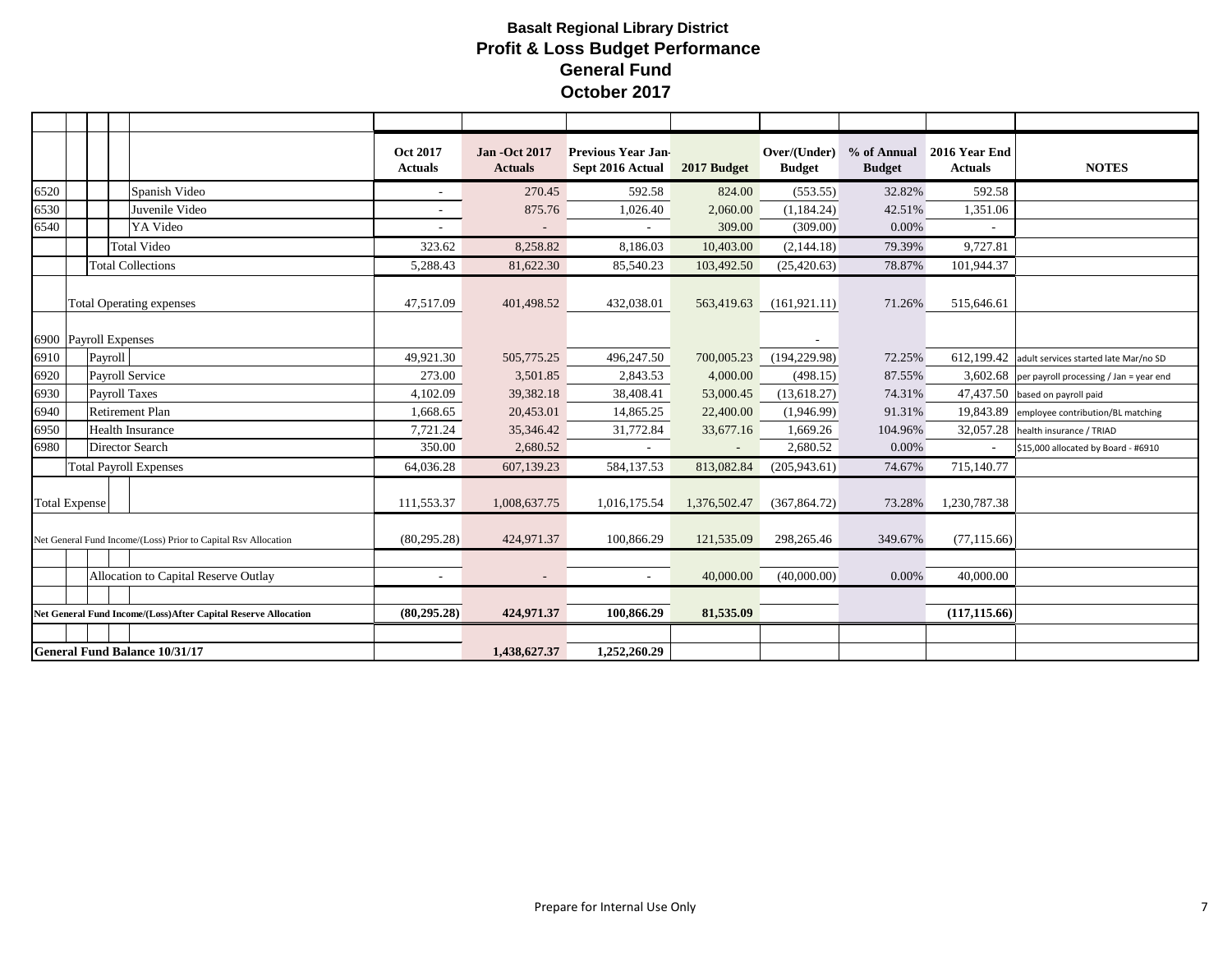# Basalt Regional Library District
## Profit & Loss Budget Performance
## General Fund
## October 2017

| Account | Description | Oct 2017 Actuals | Jan -Oct 2017 Actuals | Previous Year Jan-Sept 2016 Actual | 2017 Budget | Over/(Under) Budget | % of Annual Budget | 2016 Year End Actuals | NOTES |
|---|---|---|---|---|---|---|---|---|---|
| 6520 | Spanish Video | - | 270.45 | 592.58 | 824.00 | (553.55) | 32.82% | 592.58 | |
| 6530 | Juvenile Video | - | 875.76 | 1,026.40 | 2,060.00 | (1,184.24) | 42.51% | 1,351.06 | |
| 6540 | YA Video | - | - | - | 309.00 | (309.00) | 0.00% | - | |
| | Total Video | 323.62 | 8,258.82 | 8,186.03 | 10,403.00 | (2,144.18) | 79.39% | 9,727.81 | |
| | Total Collections | 5,288.43 | 81,622.30 | 85,540.23 | 103,492.50 | (25,420.63) | 78.87% | 101,944.37 | |
| | Total Operating expenses | 47,517.09 | 401,498.52 | 432,038.01 | 563,419.63 | (161,921.11) | 71.26% | 515,646.61 | |
| 6900 | Payroll Expenses | | | | | - | | | |
| 6910 | Payroll | 49,921.30 | 505,775.25 | 496,247.50 | 700,005.23 | (194,229.98) | 72.25% | 612,199.42 | adult services started late Mar/no SD |
| 6920 | Payroll Service | 273.00 | 3,501.85 | 2,843.53 | 4,000.00 | (498.15) | 87.55% | 3,602.68 | per payroll processing / Jan = year end |
| 6930 | Payroll Taxes | 4,102.09 | 39,382.18 | 38,408.41 | 53,000.45 | (13,618.27) | 74.31% | 47,437.50 | based on payroll paid |
| 6940 | Retirement Plan | 1,668.65 | 20,453.01 | 14,865.25 | 22,400.00 | (1,946.99) | 91.31% | 19,843.89 | employee contribution/BL matching |
| 6950 | Health Insurance | 7,721.24 | 35,346.42 | 31,772.84 | 33,677.16 | 1,669.26 | 104.96% | 32,057.28 | health insurance / TRIAD |
| 6980 | Director Search | 350.00 | 2,680.52 | - | - | 2,680.52 | 0.00% | - | $15,000 allocated by Board - #6910 |
| | Total Payroll Expenses | 64,036.28 | 607,139.23 | 584,137.53 | 813,082.84 | (205,943.61) | 74.67% | 715,140.77 | |
| | Total Expense | 111,553.37 | 1,008,637.75 | 1,016,175.54 | 1,376,502.47 | (367,864.72) | 73.28% | 1,230,787.38 | |
| | Net General Fund Income/(Loss) Prior to Capital Rsv Allocation | (80,295.28) | 424,971.37 | 100,866.29 | 121,535.09 | 298,265.46 | 349.67% | (77,115.66) | |
| | Allocation to Capital Reserve Outlay | - | - | - | 40,000.00 | (40,000.00) | 0.00% | 40,000.00 | |
| | **Net General Fund Income/(Loss)After Capital Reserve Allocation** | **(80,295.28)** | **424,971.37** | **100,866.29** | **81,535.09** | | | **(117,115.66)** | |
| | **General Fund Balance 10/31/17** | | **1,438,627.37** | **1,252,260.29** | | | | | |

Prepare for Internal Use Only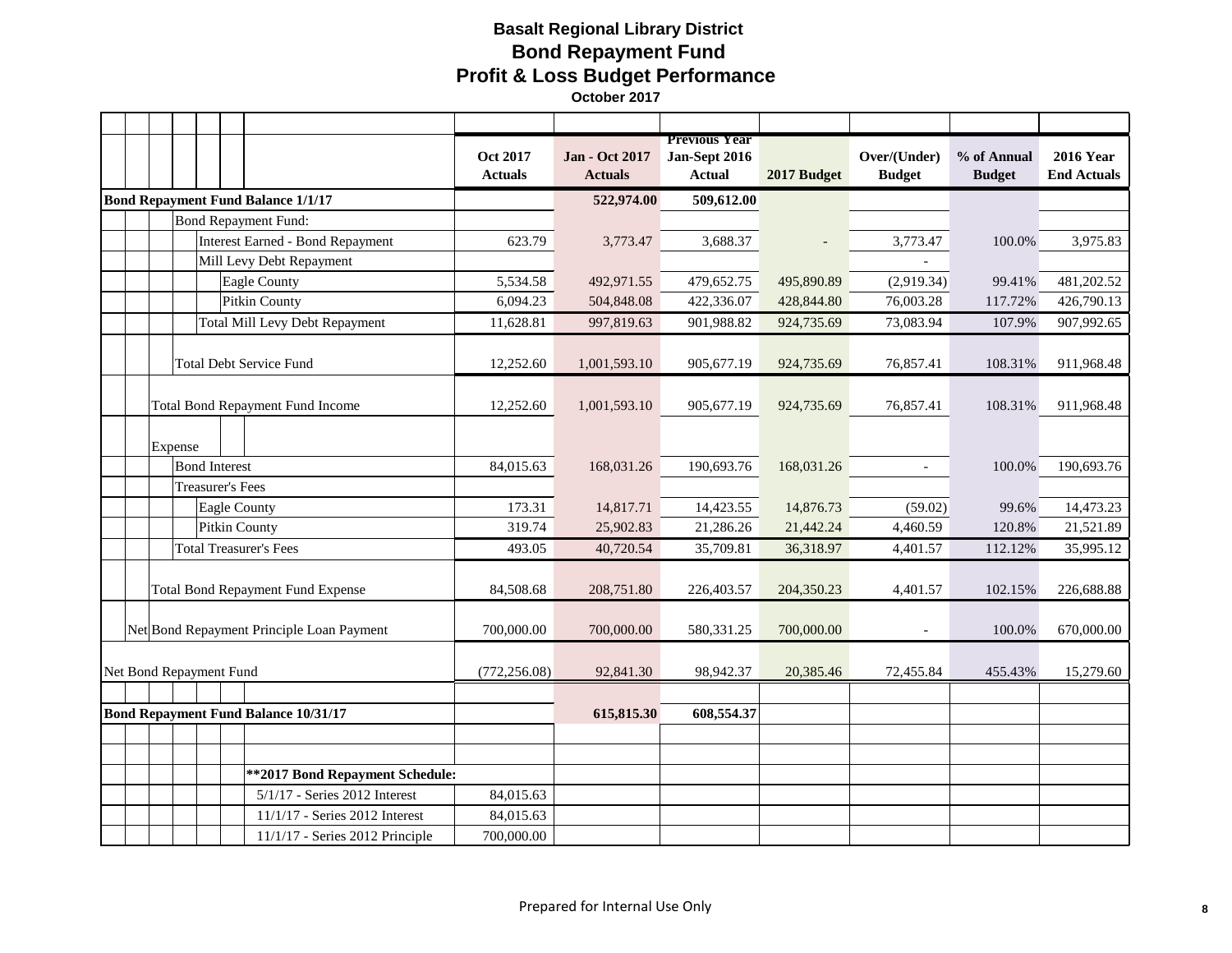# Basalt Regional Library District
## Bond Repayment Fund
## Profit & Loss Budget Performance
**October 2017**

| | Oct 2017 Actuals | Jan - Oct 2017 Actuals | Previous Year Jan-Sept 2016 Actual | 2017 Budget | Over/(Under) Budget | % of Annual Budget | 2016 Year End Actuals |
|---|---|---|---|---|---|---|---|
| **Bond Repayment Fund Balance 1/1/17** | | **522,974.00** | **509,612.00** | | | | |
| Bond Repayment Fund: | | | | | | | |
| Interest Earned - Bond Repayment | 623.79 | 3,773.47 | 3,688.37 | - | 3,773.47 | 100.0% | 3,975.83 |
| Mill Levy Debt Repayment | | | | | - | | |
| Eagle County | 5,534.58 | 492,971.55 | 479,652.75 | 495,890.89 | (2,919.34) | 99.41% | 481,202.52 |
| Pitkin County | 6,094.23 | 504,848.08 | 422,336.07 | 428,844.80 | 76,003.28 | 117.72% | 426,790.13 |
| Total Mill Levy Debt Repayment | 11,628.81 | 997,819.63 | 901,988.82 | 924,735.69 | 73,083.94 | 107.9% | 907,992.65 |
| Total Debt Service Fund | 12,252.60 | 1,001,593.10 | 905,677.19 | 924,735.69 | 76,857.41 | 108.31% | 911,968.48 |
| Total Bond Repayment Fund Income | 12,252.60 | 1,001,593.10 | 905,677.19 | 924,735.69 | 76,857.41 | 108.31% | 911,968.48 |
| Expense | | | | | | | |
| Bond Interest | 84,015.63 | 168,031.26 | 190,693.76 | 168,031.26 | - | 100.0% | 190,693.76 |
| Treasurer's Fees | | | | | | | |
| Eagle County | 173.31 | 14,817.71 | 14,423.55 | 14,876.73 | (59.02) | 99.6% | 14,473.23 |
| Pitkin County | 319.74 | 25,902.83 | 21,286.26 | 21,442.24 | 4,460.59 | 120.8% | 21,521.89 |
| Total Treasurer's Fees | 493.05 | 40,720.54 | 35,709.81 | 36,318.97 | 4,401.57 | 112.12% | 35,995.12 |
| Total Bond Repayment Fund Expense | 84,508.68 | 208,751.80 | 226,403.57 | 204,350.23 | 4,401.57 | 102.15% | 226,688.88 |
| Net Bond Repayment Principle Loan Payment | 700,000.00 | 700,000.00 | 580,331.25 | 700,000.00 | - | 100.0% | 670,000.00 |
| Net Bond Repayment Fund | (772,256.08) | 92,841.30 | 98,942.37 | 20,385.46 | 72,455.84 | 455.43% | 15,279.60 |
| **Bond Repayment Fund Balance 10/31/17** | | **615,815.30** | **608,554.37** | | | | |
| **\*\*2017 Bond Repayment Schedule:** | | | | | | | |
| 5/1/17 - Series 2012 Interest | 84,015.63 | | | | | | |
| 11/1/17 - Series 2012 Interest | 84,015.63 | | | | | | |
| 11/1/17 - Series 2012 Principle | 700,000.00 | | | | | | |

Prepared for Internal Use Only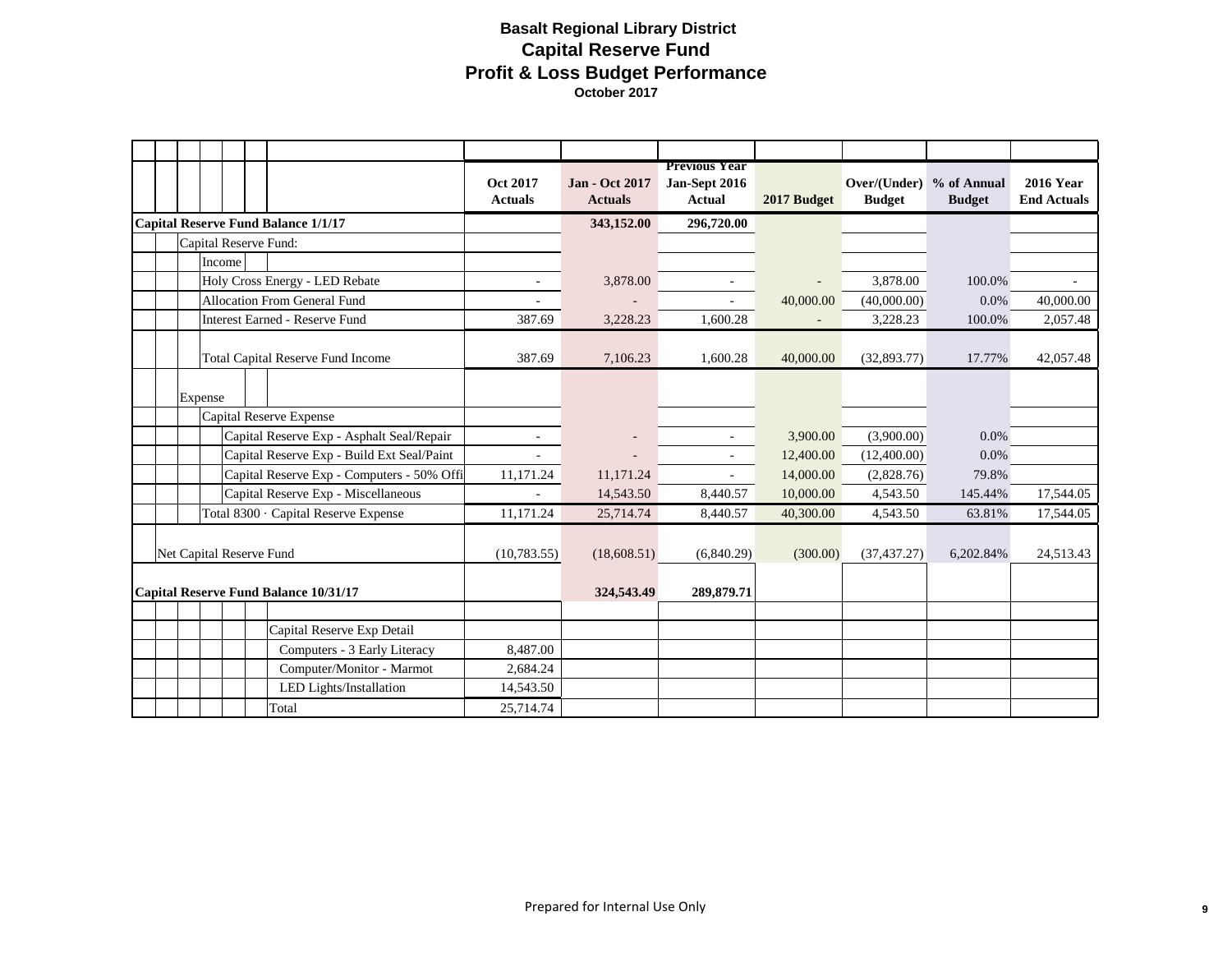# Basalt Regional Library District
## Capital Reserve Fund
## Profit & Loss Budget Performance
**October 2017**

| | Oct 2017 Actuals | Jan - Oct 2017 Actuals | Previous Year Jan-Sept 2016 Actual | 2017 Budget | Over/(Under) Budget | % of Annual Budget | 2016 Year End Actuals |
|---|---|---|---|---|---|---|---|
| **Capital Reserve Fund Balance 1/1/17** | | **343,152.00** | **296,720.00** | | | | |
| Capital Reserve Fund: | | | | | | | |
| Income | | | | | | | |
| Holy Cross Energy - LED Rebate | - | 3,878.00 | - | - | 3,878.00 | 100.0% | - |
| Allocation From General Fund | - | - | - | 40,000.00 | (40,000.00) | 0.0% | 40,000.00 |
| Interest Earned - Reserve Fund | 387.69 | 3,228.23 | 1,600.28 | - | 3,228.23 | 100.0% | 2,057.48 |
| Total Capital Reserve Fund Income | 387.69 | 7,106.23 | 1,600.28 | 40,000.00 | (32,893.77) | 17.77% | 42,057.48 |
| Expense | | | | | | | |
| Capital Reserve Expense | | | | | | | |
| Capital Reserve Exp - Asphalt Seal/Repair | - | - | - | 3,900.00 | (3,900.00) | 0.0% | |
| Capital Reserve Exp - Build Ext Seal/Paint | - | - | - | 12,400.00 | (12,400.00) | 0.0% | |
| Capital Reserve Exp - Computers - 50% Offi | 11,171.24 | 11,171.24 | - | 14,000.00 | (2,828.76) | 79.8% | |
| Capital Reserve Exp - Miscellaneous | - | 14,543.50 | 8,440.57 | 10,000.00 | 4,543.50 | 145.44% | 17,544.05 |
| Total 8300 · Capital Reserve Expense | 11,171.24 | 25,714.74 | 8,440.57 | 40,300.00 | 4,543.50 | 63.81% | 17,544.05 |
| Net Capital Reserve Fund | (10,783.55) | (18,608.51) | (6,840.29) | (300.00) | (37,437.27) | 6,202.84% | 24,513.43 |
| **Capital Reserve Fund Balance 10/31/17** | | **324,543.49** | **289,879.71** | | | | |
| | | | | | | | |
| Capital Reserve Exp Detail | | | | | | | |
| Computers - 3 Early Literacy | 8,487.00 | | | | | | |
| Computer/Monitor - Marmot | 2,684.24 | | | | | | |
| LED Lights/Installation | 14,543.50 | | | | | | |
| Total | 25,714.74 | | | | | | |

Prepared for Internal Use Only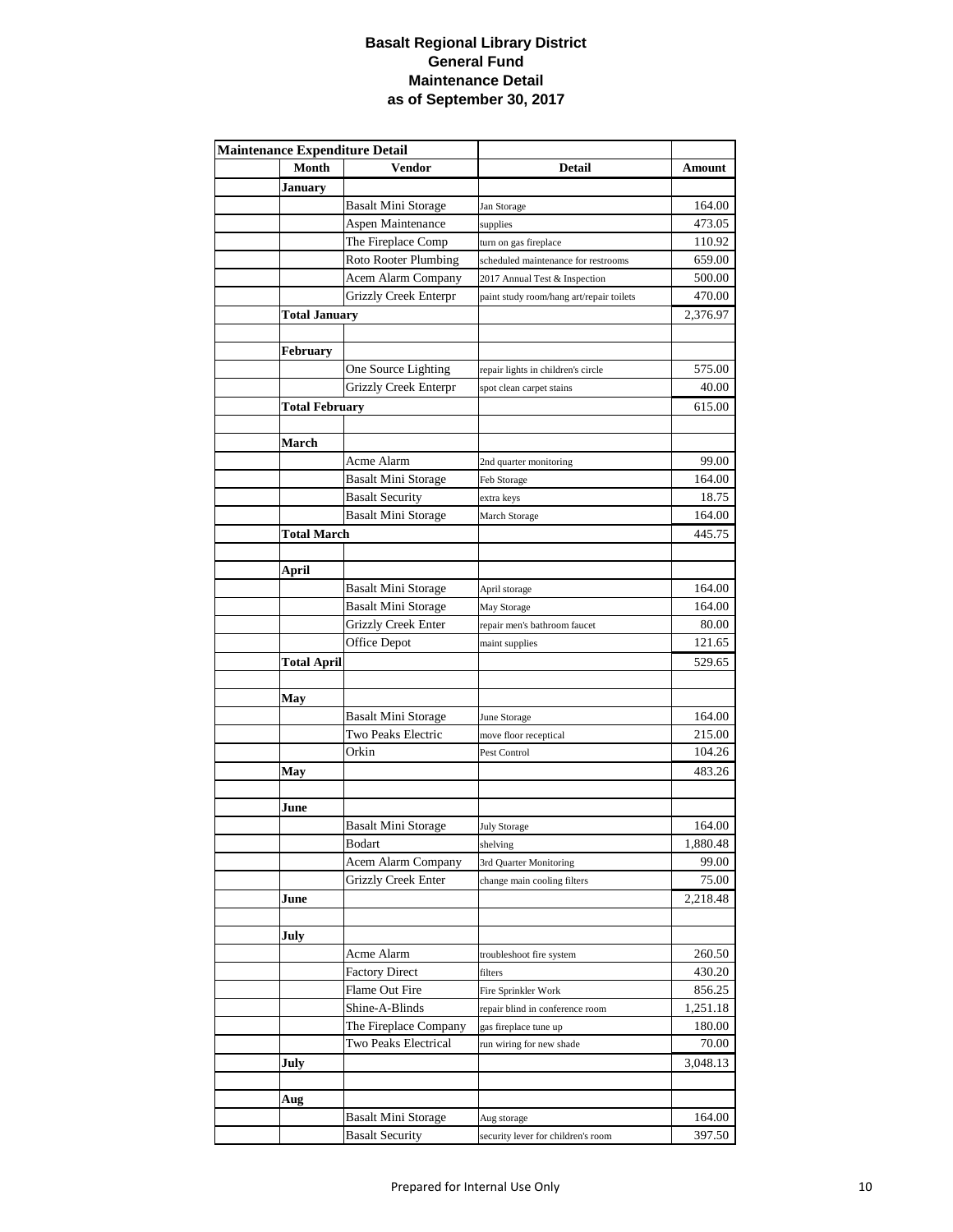# Basalt Regional Library District
## General Fund
## Maintenance Detail
## as of September 30, 2017

| Maintenance Expenditure Detail | | | | |
|---|---|---|---|---|
| | **Month** | **Vendor** | **Detail** | **Amount** |
| | **January** | | | |
| | | Basalt Mini Storage | Jan Storage | 164.00 |
| | | Aspen Maintenance | supplies | 473.05 |
| | | The Fireplace Comp | turn on gas fireplace | 110.92 |
| | | Roto Rooter Plumbing | scheduled maintenance for restrooms | 659.00 |
| | | Acem Alarm Company | 2017 Annual Test & Inspection | 500.00 |
| | | Grizzly Creek Enterpr | paint study room/hang art/repair toilets | 470.00 |
| | **Total January** | | | 2,376.97 |
| | | | | |
| | **February** | | | |
| | | One Source Lighting | repair lights in children's circle | 575.00 |
| | | Grizzly Creek Enterpr | spot clean carpet stains | 40.00 |
| | **Total February** | | | 615.00 |
| | | | | |
| | **March** | | | |
| | | Acme Alarm | 2nd quarter monitoring | 99.00 |
| | | Basalt Mini Storage | Feb Storage | 164.00 |
| | | Basalt Security | extra keys | 18.75 |
| | | Basalt Mini Storage | March Storage | 164.00 |
| | **Total March** | | | 445.75 |
| | | | | |
| | **April** | | | |
| | | Basalt Mini Storage | April storage | 164.00 |
| | | Basalt Mini Storage | May Storage | 164.00 |
| | | Grizzly Creek Enter | repair men's bathroom faucet | 80.00 |
| | | Office Depot | maint supplies | 121.65 |
| | **Total April** | | | 529.65 |
| | | | | |
| | **May** | | | |
| | | Basalt Mini Storage | June Storage | 164.00 |
| | | Two Peaks Electric | move floor receptical | 215.00 |
| | | Orkin | Pest Control | 104.26 |
| | **May** | | | 483.26 |
| | | | | |
| | **June** | | | |
| | | Basalt Mini Storage | July Storage | 164.00 |
| | | Bodart | shelving | 1,880.48 |
| | | Acem Alarm Company | 3rd Quarter Monitoring | 99.00 |
| | | Grizzly Creek Enter | change main cooling filters | 75.00 |
| | **June** | | | 2,218.48 |
| | | | | |
| | **July** | | | |
| | | Acme Alarm | troubleshoot fire system | 260.50 |
| | | Factory Direct | filters | 430.20 |
| | | Flame Out Fire | Fire Sprinkler Work | 856.25 |
| | | Shine-A-Blinds | repair blind in conference room | 1,251.18 |
| | | The Fireplace Company | gas fireplace tune up | 180.00 |
| | | Two Peaks Electrical | run wiring for new shade | 70.00 |
| | **July** | | | 3,048.13 |
| | | | | |
| | **Aug** | | | |
| | | Basalt Mini Storage | Aug storage | 164.00 |
| | | Basalt Security | security lever for children's room | 397.50 |

Prepared for Internal Use Only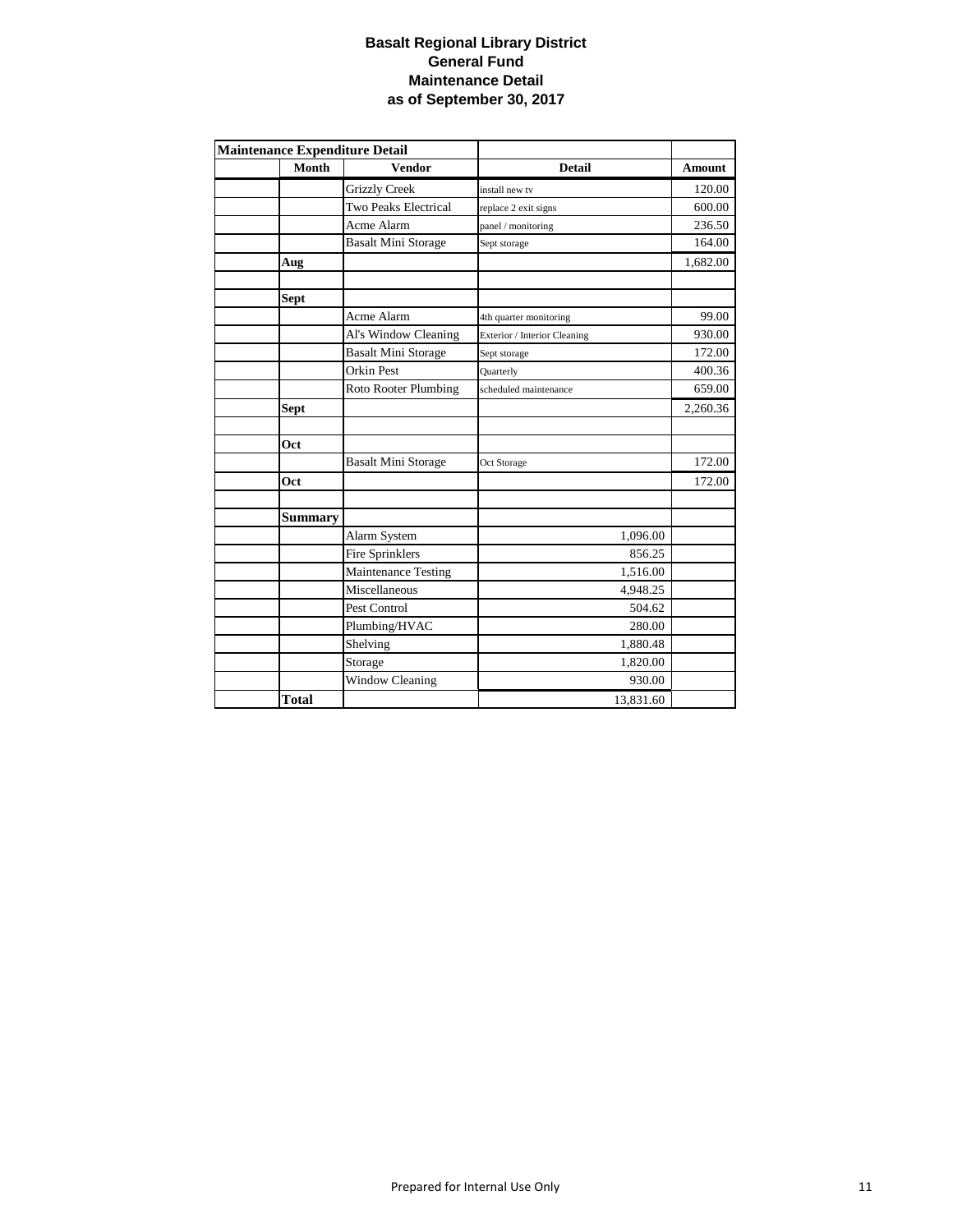# Basalt Regional Library District
## General Fund
## Maintenance Detail
## as of September 30, 2017

| Maintenance Expenditure Detail | | | | |
|---|---|---|---|---|
| | **Month** | **Vendor** | **Detail** | **Amount** |
| | | Grizzly Creek | install new tv | 120.00 |
| | | Two Peaks Electrical | replace 2 exit signs | 600.00 |
| | | Acme Alarm | panel / monitoring | 236.50 |
| | | Basalt Mini Storage | Sept storage | 164.00 |
| | **Aug** | | | 1,682.00 |
| | | | | |
| | **Sept** | | | |
| | | Acme Alarm | 4th quarter monitoring | 99.00 |
| | | Al's Window Cleaning | Exterior / Interior Cleaning | 930.00 |
| | | Basalt Mini Storage | Sept storage | 172.00 |
| | | Orkin Pest | Quarterly | 400.36 |
| | | Roto Rooter Plumbing | scheduled maintenance | 659.00 |
| | **Sept** | | | 2,260.36 |
| | | | | |
| | **Oct** | | | |
| | | Basalt Mini Storage | Oct Storage | 172.00 |
| | **Oct** | | | 172.00 |
| | | | | |
| | **Summary** | | | |
| | | Alarm System | 1,096.00 | |
| | | Fire Sprinklers | 856.25 | |
| | | Maintenance Testing | 1,516.00 | |
| | | Miscellaneous | 4,948.25 | |
| | | Pest Control | 504.62 | |
| | | Plumbing/HVAC | 280.00 | |
| | | Shelving | 1,880.48 | |
| | | Storage | 1,820.00 | |
| | | Window Cleaning | 930.00 | |
| | **Total** | | 13,831.60 | |

Prepared for Internal Use Only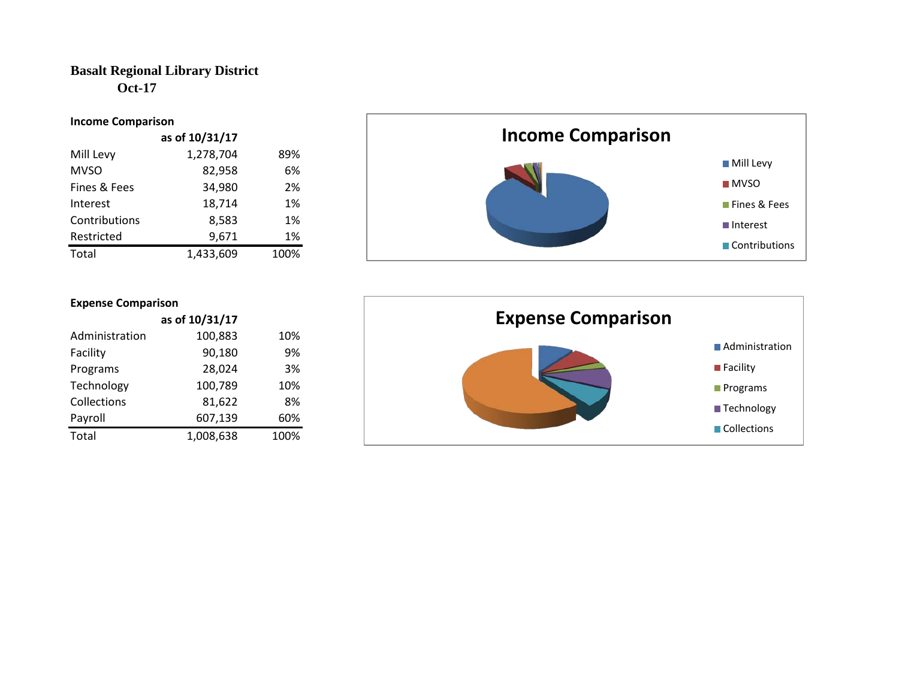# Basalt Regional Library District

## Oct-17

**Income Comparison**

| | as of 10/31/17 | |
|---|---|---|
| Mill Levy | 1,278,704 | 89% |
| MVSO | 82,958 | 6% |
| Fines & Fees | 34,980 | 2% |
| Interest | 18,714 | 1% |
| Contributions | 8,583 | 1% |
| Restricted | 9,671 | 1% |
| Total | 1,433,609 | 100% |

Income Comparison

Mill Levy
MVSO
Fines & Fees
Interest
Contributions

**Expense Comparison**

| | as of 10/31/17 | |
|---|---|---|
| Administration | 100,883 | 10% |
| Facility | 90,180 | 9% |
| Programs | 28,024 | 3% |
| Technology | 100,789 | 10% |
| Collections | 81,622 | 8% |
| Payroll | 607,139 | 60% |
| Total | 1,008,638 | 100% |

Expense Comparison

Administration
Facility
Programs
Technology
Collections